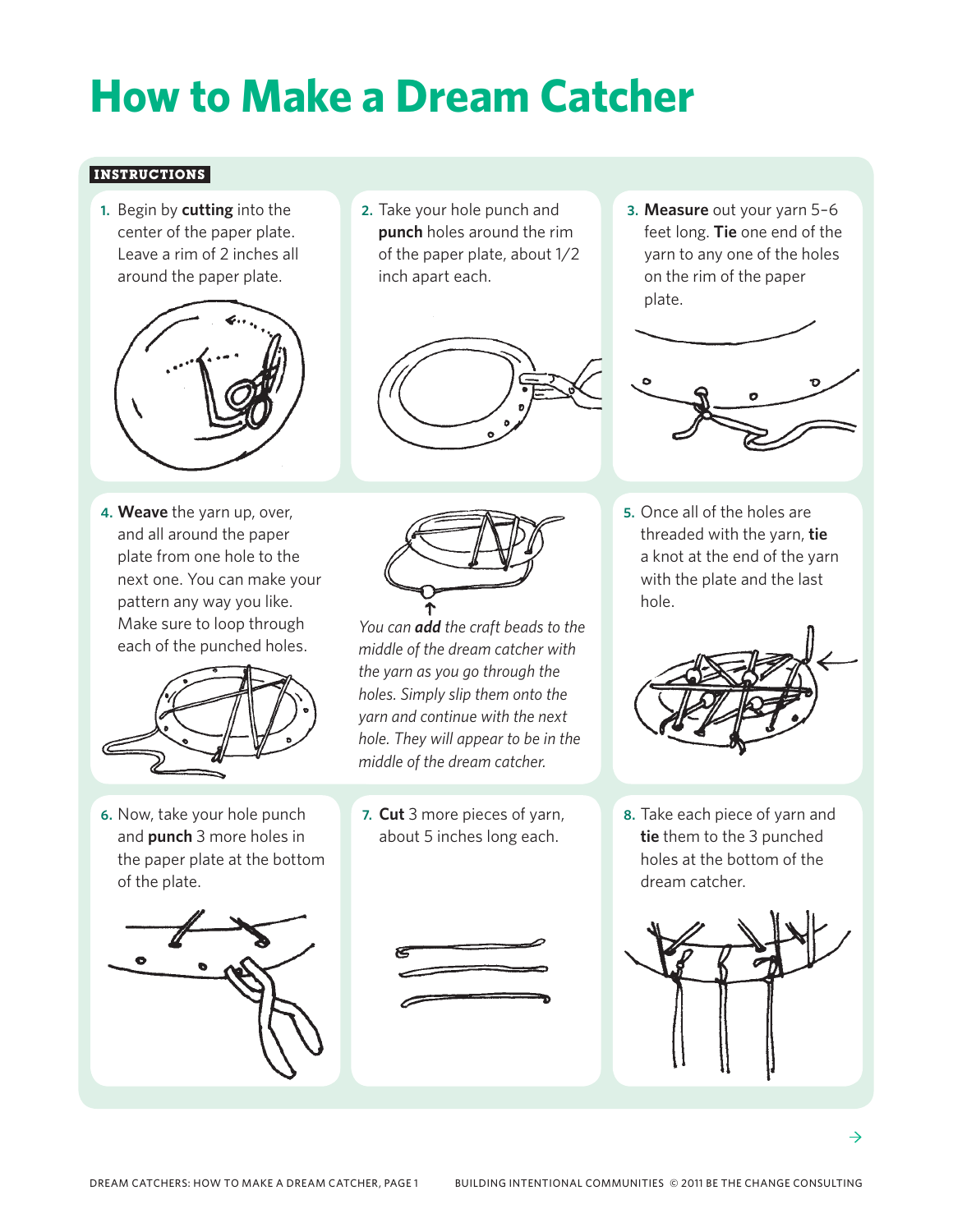# How to Make a Dream Catcher

**INSTRUCTIONS**

1. Begin by **cutting** into the center of the paper plate. Leave a rim of 2 inches all around the paper plate.

2. Take your hole punch and **punch** holes around the rim of the paper plate, about 1/2 inch apart each.

3. **Measure** out your yarn 5–6 feet long. **Tie** one end of the yarn to any one of the holes on the rim of the paper plate.

4. **Weave** the yarn up, over, and all around the paper plate from one hole to the next one. You can make your pattern any way you like. Make sure to loop through each of the punched holes.

*You can **add** the craft beads to the middle of the dream catcher with the yarn as you go through the holes. Simply slip them onto the yarn and continue with the next hole. They will appear to be in the middle of the dream catcher.*

5. Once all of the holes are threaded with the yarn, **tie** a knot at the end of the yarn with the plate and the last hole.

6. Now, take your hole punch and **punch** 3 more holes in the paper plate at the bottom of the plate.

7. **Cut** 3 more pieces of yarn, about 5 inches long each.

8. Take each piece of yarn and **tie** them to the 3 punched holes at the bottom of the dream catcher.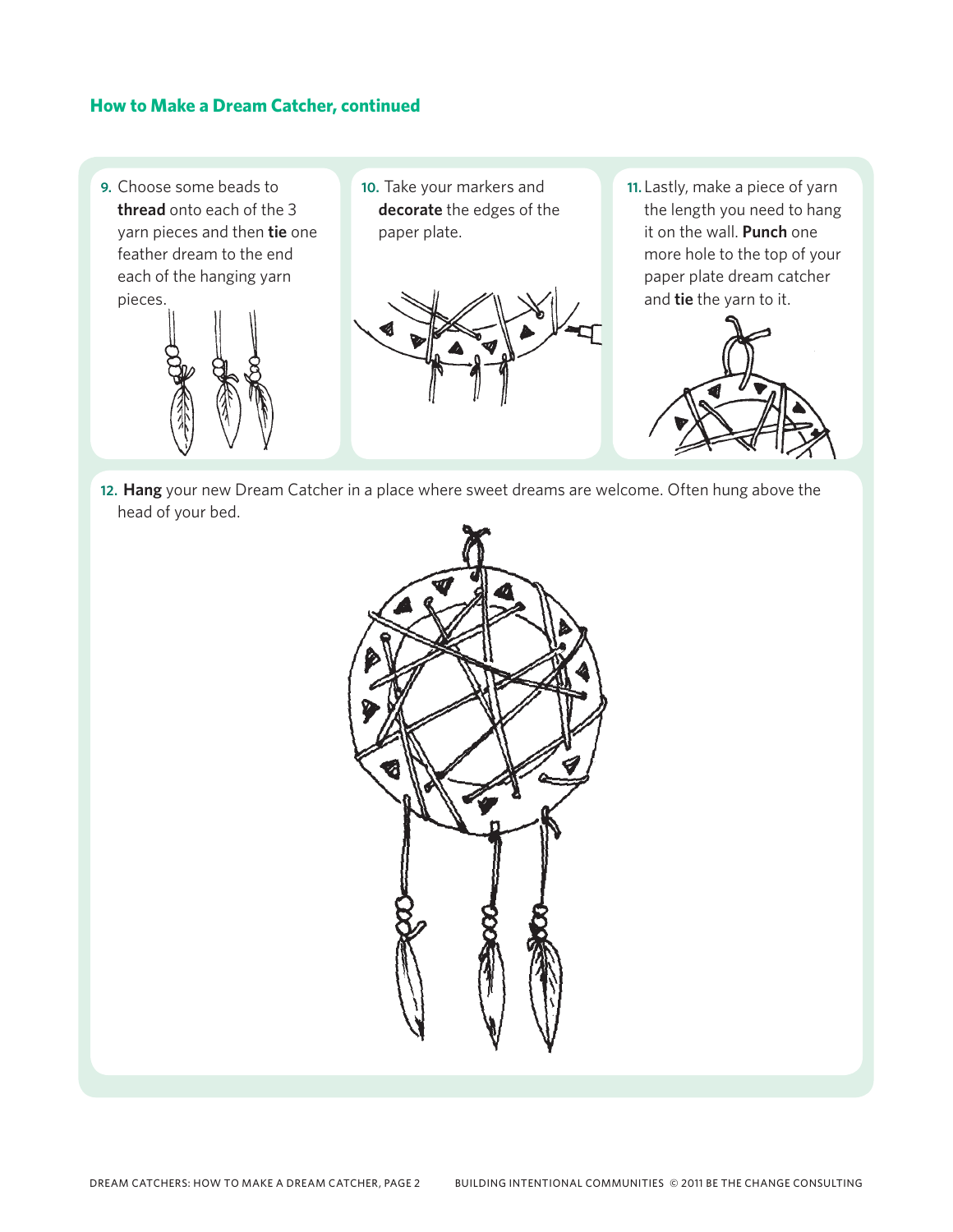## How to Make a Dream Catcher, continued

9. Choose some beads to **thread** onto each of the 3 yarn pieces and then **tie** one feather dream to the end each of the hanging yarn pieces.

10. Take your markers and **decorate** the edges of the paper plate.

11. Lastly, make a piece of yarn the length you need to hang it on the wall. **Punch** one more hole to the top of your paper plate dream catcher and **tie** the yarn to it.

12. **Hang** your new Dream Catcher in a place where sweet dreams are welcome. Often hung above the head of your bed.